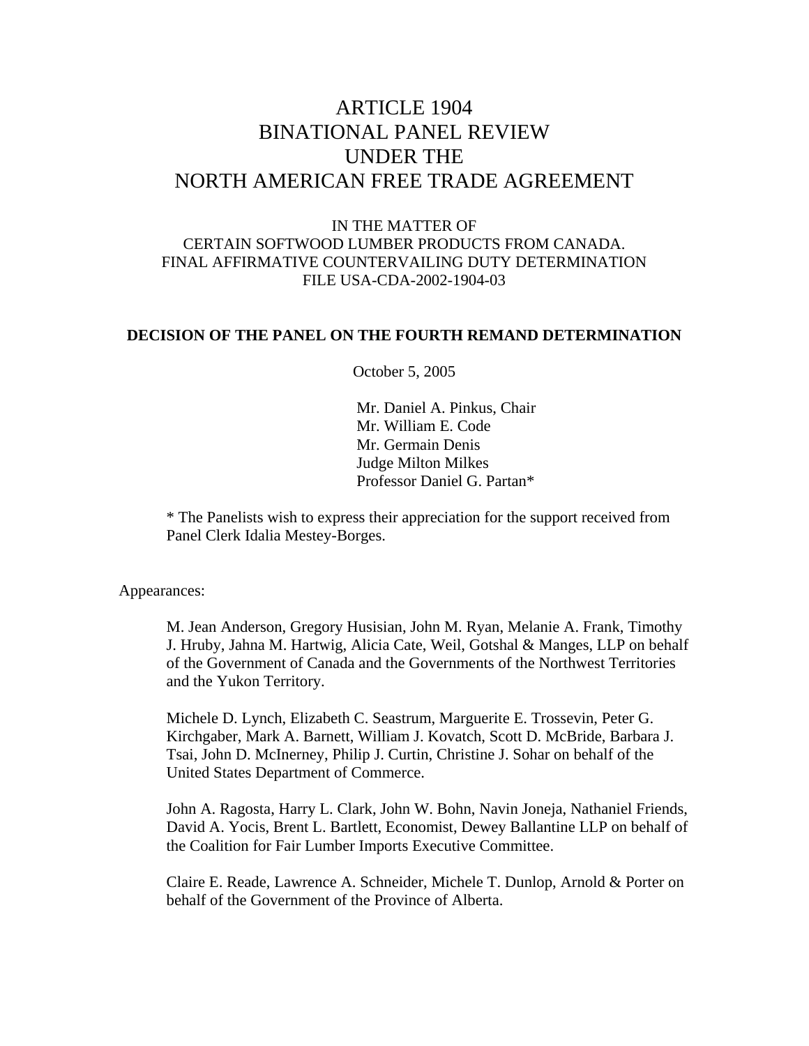# ARTICLE 1904
# BINATIONAL PANEL REVIEW
# UNDER THE
# NORTH AMERICAN FREE TRADE AGREEMENT

IN THE MATTER OF
CERTAIN SOFTWOOD LUMBER PRODUCTS FROM CANADA.
FINAL AFFIRMATIVE COUNTERVAILING DUTY DETERMINATION
FILE USA-CDA-2002-1904-03

**DECISION OF THE PANEL ON THE FOURTH REMAND DETERMINATION**

October 5, 2005

Mr. Daniel A. Pinkus, Chair
Mr. William E. Code
Mr. Germain Denis
Judge Milton Milkes
Professor Daniel G. Partan*

* The Panelists wish to express their appreciation for the support received from Panel Clerk Idalia Mestey-Borges.

Appearances:

M. Jean Anderson, Gregory Husisian, John M. Ryan, Melanie A. Frank, Timothy J. Hruby, Jahna M. Hartwig, Alicia Cate, Weil, Gotshal & Manges, LLP on behalf of the Government of Canada and the Governments of the Northwest Territories and the Yukon Territory.

Michele D. Lynch, Elizabeth C. Seastrum, Marguerite E. Trossevin, Peter G. Kirchgaber, Mark A. Barnett, William J. Kovatch, Scott D. McBride, Barbara J. Tsai, John D. McInerney, Philip J. Curtin, Christine J. Sohar on behalf of the United States Department of Commerce.

John A. Ragosta, Harry L. Clark, John W. Bohn, Navin Joneja, Nathaniel Friends, David A. Yocis, Brent L. Bartlett, Economist, Dewey Ballantine LLP on behalf of the Coalition for Fair Lumber Imports Executive Committee.

Claire E. Reade, Lawrence A. Schneider, Michele T. Dunlop, Arnold & Porter on behalf of the Government of the Province of Alberta.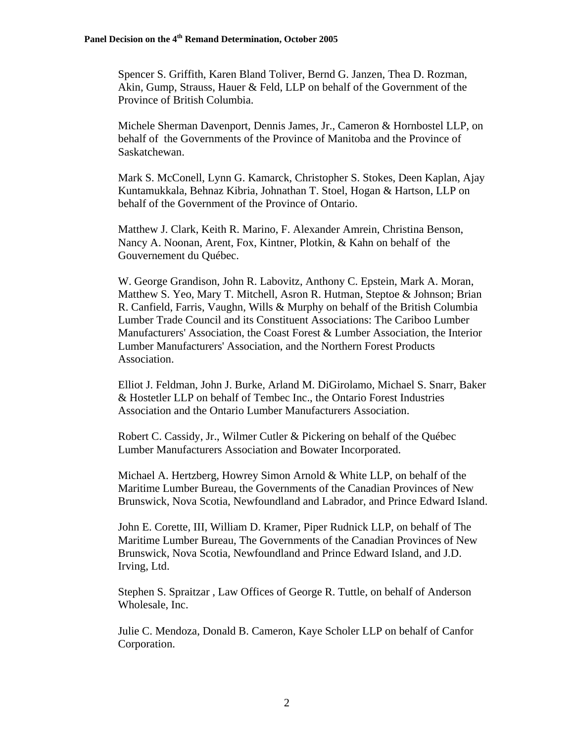Spencer S. Griffith, Karen Bland Toliver, Bernd G. Janzen, Thea D. Rozman, Akin, Gump, Strauss, Hauer & Feld, LLP on behalf of the Government of the Province of British Columbia.

Michele Sherman Davenport, Dennis James, Jr., Cameron & Hornbostel LLP, on behalf of the Governments of the Province of Manitoba and the Province of Saskatchewan.

Mark S. McConell, Lynn G. Kamarck, Christopher S. Stokes, Deen Kaplan, Ajay Kuntamukkala, Behnaz Kibria, Johnathan T. Stoel, Hogan & Hartson, LLP on behalf of the Government of the Province of Ontario.

Matthew J. Clark, Keith R. Marino, F. Alexander Amrein, Christina Benson, Nancy A. Noonan, Arent, Fox, Kintner, Plotkin, & Kahn on behalf of the Gouvernement du Québec.

W. George Grandison, John R. Labovitz, Anthony C. Epstein, Mark A. Moran, Matthew S. Yeo, Mary T. Mitchell, Asron R. Hutman, Steptoe & Johnson; Brian R. Canfield, Farris, Vaughn, Wills & Murphy on behalf of the British Columbia Lumber Trade Council and its Constituent Associations: The Cariboo Lumber Manufacturers' Association, the Coast Forest & Lumber Association, the Interior Lumber Manufacturers' Association, and the Northern Forest Products Association.

Elliot J. Feldman, John J. Burke, Arland M. DiGirolamo, Michael S. Snarr, Baker & Hostetler LLP on behalf of Tembec Inc., the Ontario Forest Industries Association and the Ontario Lumber Manufacturers Association.

Robert C. Cassidy, Jr., Wilmer Cutler & Pickering on behalf of the Québec Lumber Manufacturers Association and Bowater Incorporated.

Michael A. Hertzberg, Howrey Simon Arnold & White LLP, on behalf of the Maritime Lumber Bureau, the Governments of the Canadian Provinces of New Brunswick, Nova Scotia, Newfoundland and Labrador, and Prince Edward Island.

John E. Corette, III, William D. Kramer, Piper Rudnick LLP, on behalf of The Maritime Lumber Bureau, The Governments of the Canadian Provinces of New Brunswick, Nova Scotia, Newfoundland and Prince Edward Island, and J.D. Irving, Ltd.

Stephen S. Spraitzar , Law Offices of George R. Tuttle, on behalf of Anderson Wholesale, Inc.

Julie C. Mendoza, Donald B. Cameron, Kaye Scholer LLP on behalf of Canfor Corporation.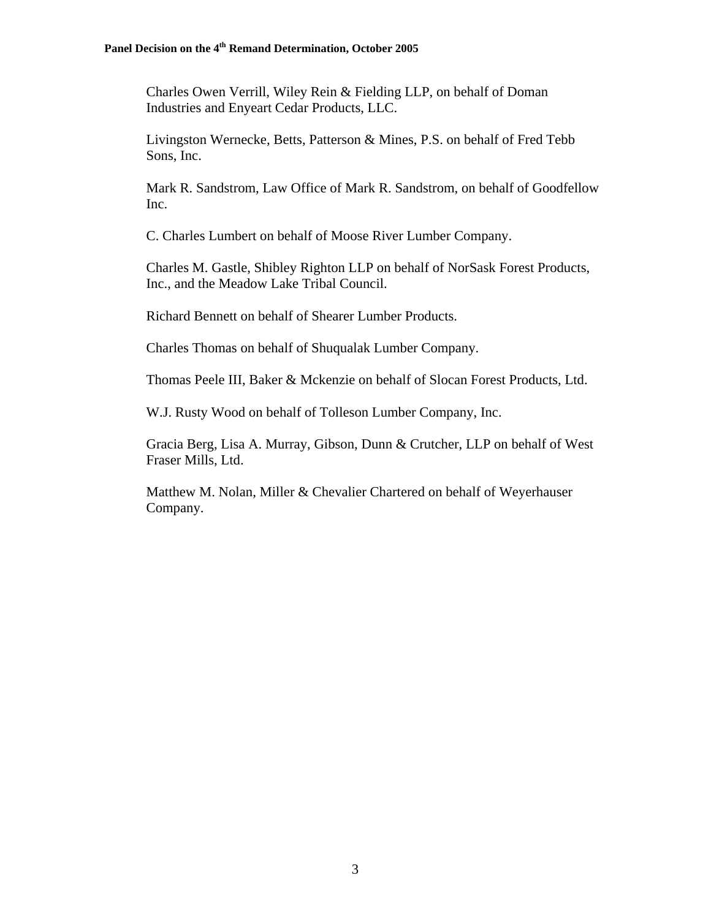Charles Owen Verrill, Wiley Rein & Fielding LLP, on behalf of Doman Industries and Enyeart Cedar Products, LLC.

Livingston Wernecke, Betts, Patterson & Mines, P.S. on behalf of Fred Tebb Sons, Inc.

Mark R. Sandstrom, Law Office of Mark R. Sandstrom, on behalf of Goodfellow Inc.

C. Charles Lumbert on behalf of Moose River Lumber Company.

Charles M. Gastle, Shibley Righton LLP on behalf of NorSask Forest Products, Inc., and the Meadow Lake Tribal Council.

Richard Bennett on behalf of Shearer Lumber Products.

Charles Thomas on behalf of Shuqualak Lumber Company.

Thomas Peele III, Baker & Mckenzie on behalf of Slocan Forest Products, Ltd.

W.J. Rusty Wood on behalf of Tolleson Lumber Company, Inc.

Gracia Berg, Lisa A. Murray, Gibson, Dunn & Crutcher, LLP on behalf of West Fraser Mills, Ltd.

Matthew M. Nolan, Miller & Chevalier Chartered on behalf of Weyerhauser Company.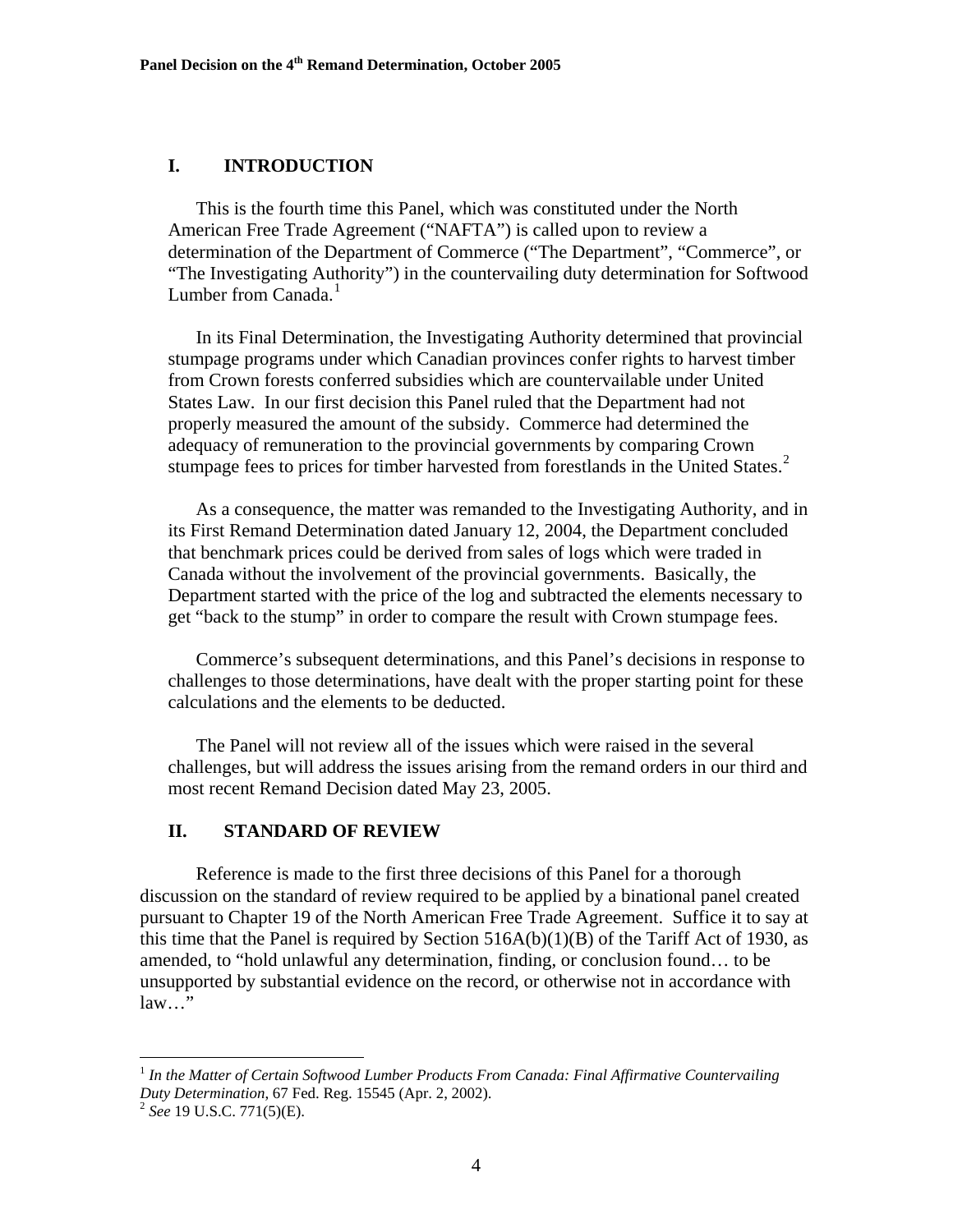## I. INTRODUCTION

This is the fourth time this Panel, which was constituted under the North American Free Trade Agreement ("NAFTA") is called upon to review a determination of the Department of Commerce ("The Department", "Commerce", or "The Investigating Authority") in the countervailing duty determination for Softwood Lumber from Canada.[1]

In its Final Determination, the Investigating Authority determined that provincial stumpage programs under which Canadian provinces confer rights to harvest timber from Crown forests conferred subsidies which are countervailable under United States Law. In our first decision this Panel ruled that the Department had not properly measured the amount of the subsidy. Commerce had determined the adequacy of remuneration to the provincial governments by comparing Crown stumpage fees to prices for timber harvested from forestlands in the United States.[2]

As a consequence, the matter was remanded to the Investigating Authority, and in its First Remand Determination dated January 12, 2004, the Department concluded that benchmark prices could be derived from sales of logs which were traded in Canada without the involvement of the provincial governments. Basically, the Department started with the price of the log and subtracted the elements necessary to get "back to the stump" in order to compare the result with Crown stumpage fees.

Commerce's subsequent determinations, and this Panel's decisions in response to challenges to those determinations, have dealt with the proper starting point for these calculations and the elements to be deducted.

The Panel will not review all of the issues which were raised in the several challenges, but will address the issues arising from the remand orders in our third and most recent Remand Decision dated May 23, 2005.

## II. STANDARD OF REVIEW

Reference is made to the first three decisions of this Panel for a thorough discussion on the standard of review required to be applied by a binational panel created pursuant to Chapter 19 of the North American Free Trade Agreement. Suffice it to say at this time that the Panel is required by Section 516A(b)(1)(B) of the Tariff Act of 1930, as amended, to "hold unlawful any determination, finding, or conclusion found… to be unsupported by substantial evidence on the record, or otherwise not in accordance with law…"

---

[1] *In the Matter of Certain Softwood Lumber Products From Canada: Final Affirmative Countervailing Duty Determination*, 67 Fed. Reg. 15545 (Apr. 2, 2002).

[2] *See* 19 U.S.C. 771(5)(E).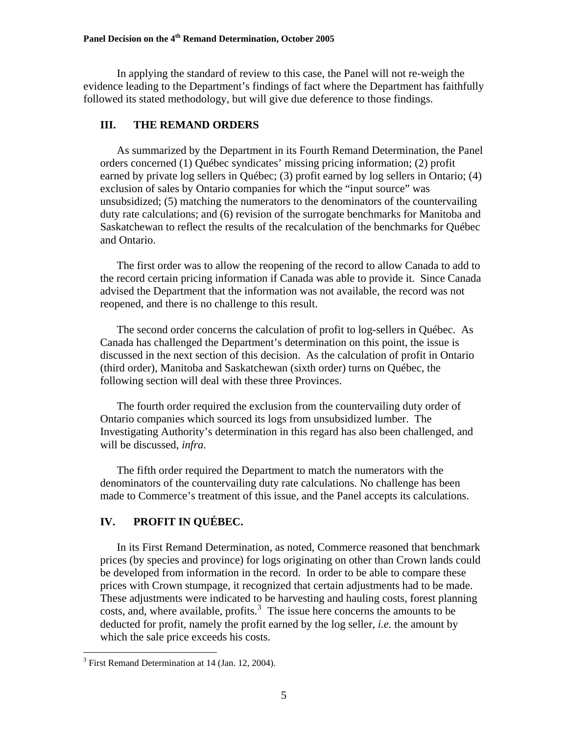In applying the standard of review to this case, the Panel will not re-weigh the evidence leading to the Department's findings of fact where the Department has faithfully followed its stated methodology, but will give due deference to those findings.

## III. THE REMAND ORDERS

As summarized by the Department in its Fourth Remand Determination, the Panel orders concerned (1) Québec syndicates' missing pricing information; (2) profit earned by private log sellers in Québec; (3) profit earned by log sellers in Ontario; (4) exclusion of sales by Ontario companies for which the "input source" was unsubsidized; (5) matching the numerators to the denominators of the countervailing duty rate calculations; and (6) revision of the surrogate benchmarks for Manitoba and Saskatchewan to reflect the results of the recalculation of the benchmarks for Québec and Ontario.

The first order was to allow the reopening of the record to allow Canada to add to the record certain pricing information if Canada was able to provide it. Since Canada advised the Department that the information was not available, the record was not reopened, and there is no challenge to this result.

The second order concerns the calculation of profit to log-sellers in Québec. As Canada has challenged the Department's determination on this point, the issue is discussed in the next section of this decision. As the calculation of profit in Ontario (third order), Manitoba and Saskatchewan (sixth order) turns on Québec, the following section will deal with these three Provinces.

The fourth order required the exclusion from the countervailing duty order of Ontario companies which sourced its logs from unsubsidized lumber. The Investigating Authority's determination in this regard has also been challenged, and will be discussed, *infra*.

The fifth order required the Department to match the numerators with the denominators of the countervailing duty rate calculations. No challenge has been made to Commerce's treatment of this issue, and the Panel accepts its calculations.

## IV. PROFIT IN QUÉBEC.

In its First Remand Determination, as noted, Commerce reasoned that benchmark prices (by species and province) for logs originating on other than Crown lands could be developed from information in the record. In order to be able to compare these prices with Crown stumpage, it recognized that certain adjustments had to be made. These adjustments were indicated to be harvesting and hauling costs, forest planning costs, and, where available, profits.[3] The issue here concerns the amounts to be deducted for profit, namely the profit earned by the log seller, *i.e.* the amount by which the sale price exceeds his costs.

---

[3] First Remand Determination at 14 (Jan. 12, 2004).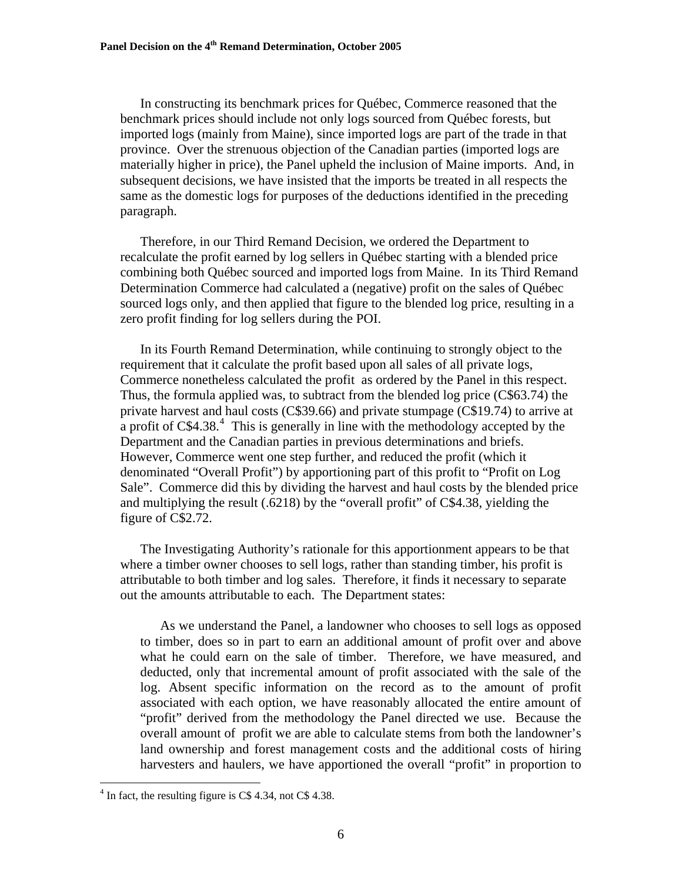In constructing its benchmark prices for Québec, Commerce reasoned that the benchmark prices should include not only logs sourced from Québec forests, but imported logs (mainly from Maine), since imported logs are part of the trade in that province. Over the strenuous objection of the Canadian parties (imported logs are materially higher in price), the Panel upheld the inclusion of Maine imports. And, in subsequent decisions, we have insisted that the imports be treated in all respects the same as the domestic logs for purposes of the deductions identified in the preceding paragraph.

Therefore, in our Third Remand Decision, we ordered the Department to recalculate the profit earned by log sellers in Québec starting with a blended price combining both Québec sourced and imported logs from Maine. In its Third Remand Determination Commerce had calculated a (negative) profit on the sales of Québec sourced logs only, and then applied that figure to the blended log price, resulting in a zero profit finding for log sellers during the POI.

In its Fourth Remand Determination, while continuing to strongly object to the requirement that it calculate the profit based upon all sales of all private logs, Commerce nonetheless calculated the profit as ordered by the Panel in this respect. Thus, the formula applied was, to subtract from the blended log price (C$63.74) the private harvest and haul costs (C$39.66) and private stumpage (C$19.74) to arrive at a profit of C$4.38.[4] This is generally in line with the methodology accepted by the Department and the Canadian parties in previous determinations and briefs. However, Commerce went one step further, and reduced the profit (which it denominated "Overall Profit") by apportioning part of this profit to "Profit on Log Sale". Commerce did this by dividing the harvest and haul costs by the blended price and multiplying the result (.6218) by the "overall profit" of C$4.38, yielding the figure of C$2.72.

The Investigating Authority's rationale for this apportionment appears to be that where a timber owner chooses to sell logs, rather than standing timber, his profit is attributable to both timber and log sales. Therefore, it finds it necessary to separate out the amounts attributable to each. The Department states:

> As we understand the Panel, a landowner who chooses to sell logs as opposed to timber, does so in part to earn an additional amount of profit over and above what he could earn on the sale of timber. Therefore, we have measured, and deducted, only that incremental amount of profit associated with the sale of the log. Absent specific information on the record as to the amount of profit associated with each option, we have reasonably allocated the entire amount of "profit" derived from the methodology the Panel directed we use. Because the overall amount of profit we are able to calculate stems from both the landowner's land ownership and forest management costs and the additional costs of hiring harvesters and haulers, we have apportioned the overall "profit" in proportion to

---

[4] In fact, the resulting figure is C$ 4.34, not C$ 4.38.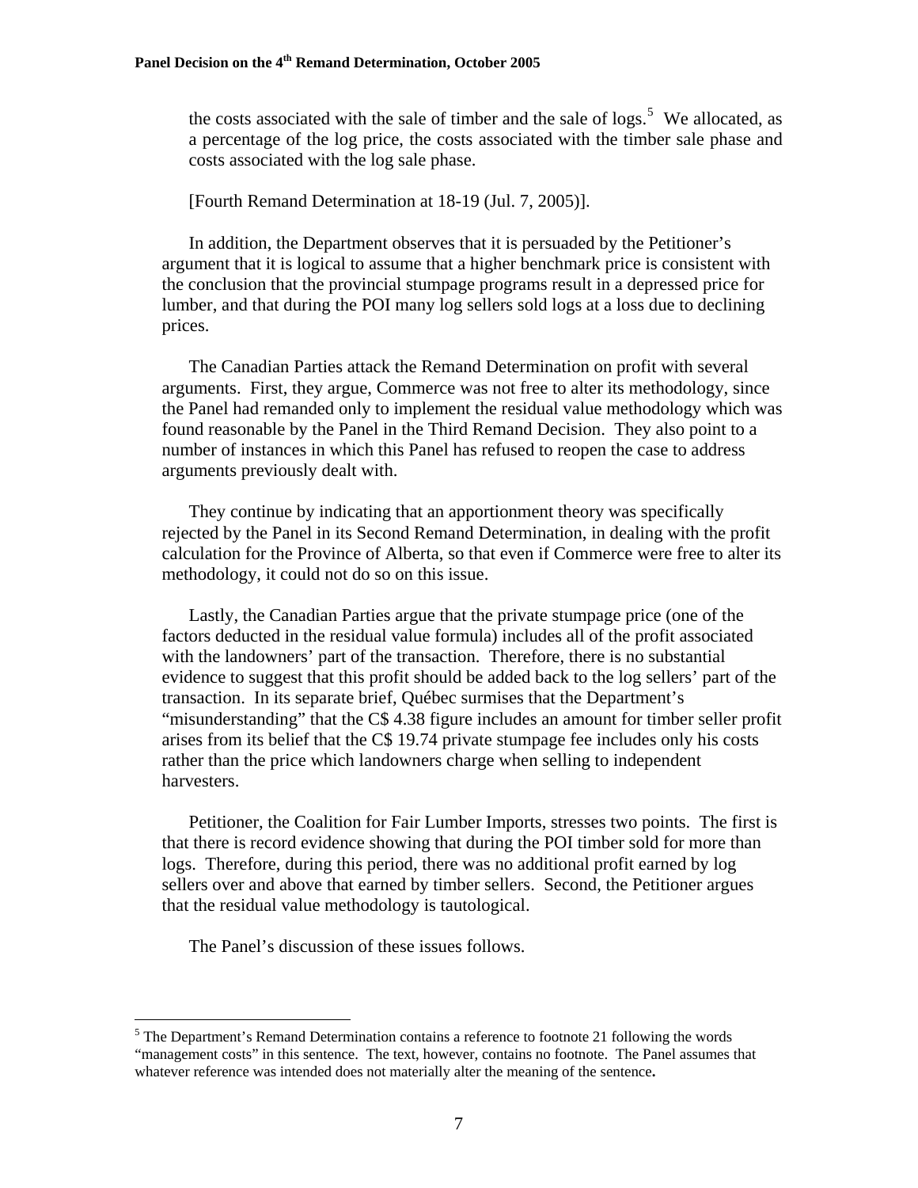the costs associated with the sale of timber and the sale of logs.[5] We allocated, as a percentage of the log price, the costs associated with the timber sale phase and costs associated with the log sale phase.

> [Fourth Remand Determination at 18-19 (Jul. 7, 2005)].

In addition, the Department observes that it is persuaded by the Petitioner's argument that it is logical to assume that a higher benchmark price is consistent with the conclusion that the provincial stumpage programs result in a depressed price for lumber, and that during the POI many log sellers sold logs at a loss due to declining prices.

The Canadian Parties attack the Remand Determination on profit with several arguments. First, they argue, Commerce was not free to alter its methodology, since the Panel had remanded only to implement the residual value methodology which was found reasonable by the Panel in the Third Remand Decision. They also point to a number of instances in which this Panel has refused to reopen the case to address arguments previously dealt with.

They continue by indicating that an apportionment theory was specifically rejected by the Panel in its Second Remand Determination, in dealing with the profit calculation for the Province of Alberta, so that even if Commerce were free to alter its methodology, it could not do so on this issue.

Lastly, the Canadian Parties argue that the private stumpage price (one of the factors deducted in the residual value formula) includes all of the profit associated with the landowners' part of the transaction. Therefore, there is no substantial evidence to suggest that this profit should be added back to the log sellers' part of the transaction. In its separate brief, Québec surmises that the Department's "misunderstanding" that the C$ 4.38 figure includes an amount for timber seller profit arises from its belief that the C$ 19.74 private stumpage fee includes only his costs rather than the price which landowners charge when selling to independent harvesters.

Petitioner, the Coalition for Fair Lumber Imports, stresses two points. The first is that there is record evidence showing that during the POI timber sold for more than logs. Therefore, during this period, there was no additional profit earned by log sellers over and above that earned by timber sellers. Second, the Petitioner argues that the residual value methodology is tautological.

The Panel's discussion of these issues follows.

---

[5] The Department's Remand Determination contains a reference to footnote 21 following the words "management costs" in this sentence. The text, however, contains no footnote. The Panel assumes that whatever reference was intended does not materially alter the meaning of the sentence**.**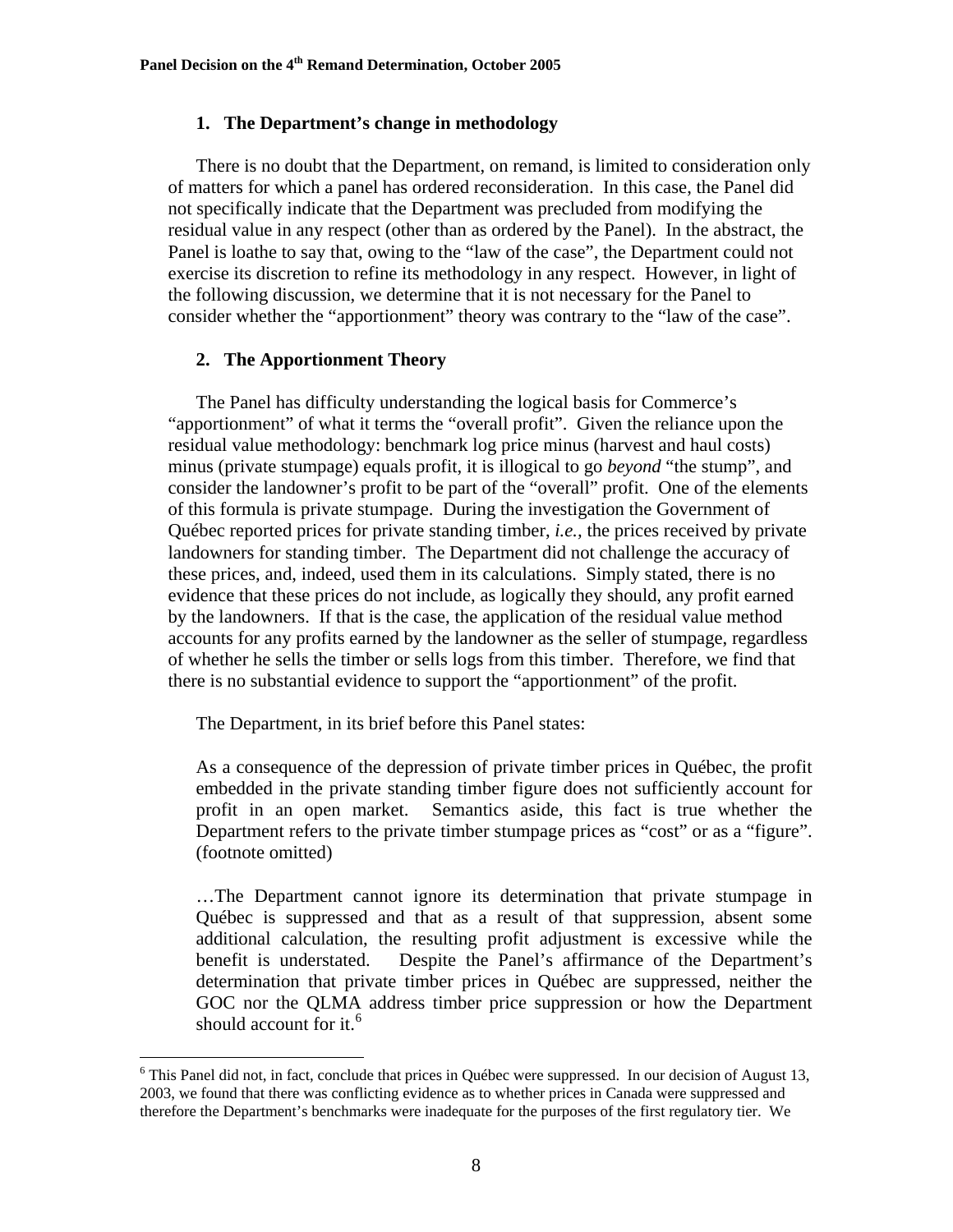### 1. The Department's change in methodology

There is no doubt that the Department, on remand, is limited to consideration only of matters for which a panel has ordered reconsideration. In this case, the Panel did not specifically indicate that the Department was precluded from modifying the residual value in any respect (other than as ordered by the Panel). In the abstract, the Panel is loathe to say that, owing to the "law of the case", the Department could not exercise its discretion to refine its methodology in any respect. However, in light of the following discussion, we determine that it is not necessary for the Panel to consider whether the "apportionment" theory was contrary to the "law of the case".

### 2. The Apportionment Theory

The Panel has difficulty understanding the logical basis for Commerce's "apportionment" of what it terms the "overall profit". Given the reliance upon the residual value methodology: benchmark log price minus (harvest and haul costs) minus (private stumpage) equals profit, it is illogical to go *beyond* "the stump", and consider the landowner's profit to be part of the "overall" profit. One of the elements of this formula is private stumpage. During the investigation the Government of Québec reported prices for private standing timber, *i.e.*, the prices received by private landowners for standing timber. The Department did not challenge the accuracy of these prices, and, indeed, used them in its calculations. Simply stated, there is no evidence that these prices do not include, as logically they should, any profit earned by the landowners. If that is the case, the application of the residual value method accounts for any profits earned by the landowner as the seller of stumpage, regardless of whether he sells the timber or sells logs from this timber. Therefore, we find that there is no substantial evidence to support the "apportionment" of the profit.

The Department, in its brief before this Panel states:

> As a consequence of the depression of private timber prices in Québec, the profit embedded in the private standing timber figure does not sufficiently account for profit in an open market. Semantics aside, this fact is true whether the Department refers to the private timber stumpage prices as "cost" or as a "figure". (footnote omitted)
>
> …The Department cannot ignore its determination that private stumpage in Québec is suppressed and that as a result of that suppression, absent some additional calculation, the resulting profit adjustment is excessive while the benefit is understated. Despite the Panel's affirmance of the Department's determination that private timber prices in Québec are suppressed, neither the GOC nor the QLMA address timber price suppression or how the Department should account for it.[6]

[6] This Panel did not, in fact, conclude that prices in Québec were suppressed. In our decision of August 13, 2003, we found that there was conflicting evidence as to whether prices in Canada were suppressed and therefore the Department's benchmarks were inadequate for the purposes of the first regulatory tier. We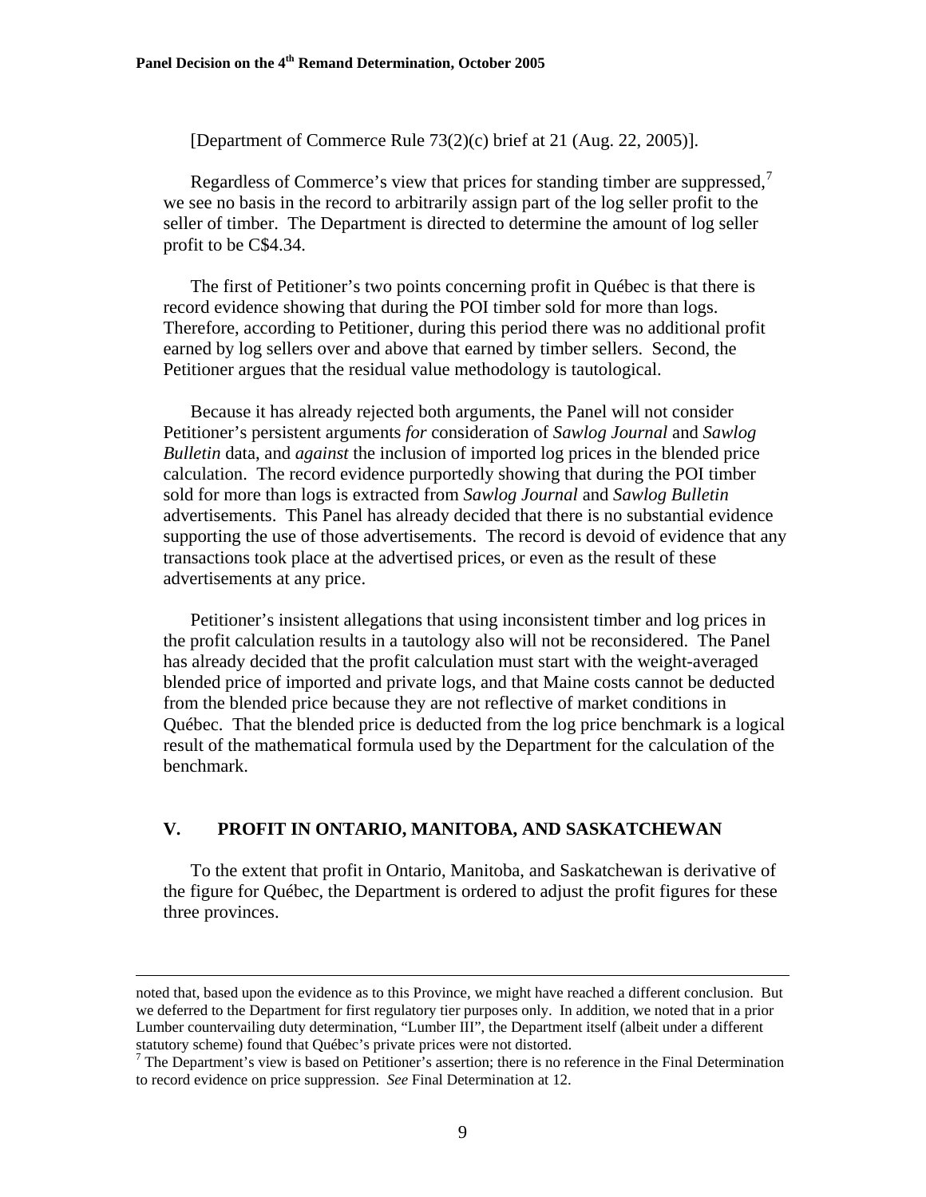[Department of Commerce Rule 73(2)(c) brief at 21 (Aug. 22, 2005)].

Regardless of Commerce's view that prices for standing timber are suppressed,[7] we see no basis in the record to arbitrarily assign part of the log seller profit to the seller of timber. The Department is directed to determine the amount of log seller profit to be C$4.34.

The first of Petitioner's two points concerning profit in Québec is that there is record evidence showing that during the POI timber sold for more than logs. Therefore, according to Petitioner, during this period there was no additional profit earned by log sellers over and above that earned by timber sellers. Second, the Petitioner argues that the residual value methodology is tautological.

Because it has already rejected both arguments, the Panel will not consider Petitioner's persistent arguments *for* consideration of *Sawlog Journal* and *Sawlog Bulletin* data, and *against* the inclusion of imported log prices in the blended price calculation. The record evidence purportedly showing that during the POI timber sold for more than logs is extracted from *Sawlog Journal* and *Sawlog Bulletin* advertisements. This Panel has already decided that there is no substantial evidence supporting the use of those advertisements. The record is devoid of evidence that any transactions took place at the advertised prices, or even as the result of these advertisements at any price.

Petitioner's insistent allegations that using inconsistent timber and log prices in the profit calculation results in a tautology also will not be reconsidered. The Panel has already decided that the profit calculation must start with the weight-averaged blended price of imported and private logs, and that Maine costs cannot be deducted from the blended price because they are not reflective of market conditions in Québec. That the blended price is deducted from the log price benchmark is a logical result of the mathematical formula used by the Department for the calculation of the benchmark.

## V. PROFIT IN ONTARIO, MANITOBA, AND SASKATCHEWAN

To the extent that profit in Ontario, Manitoba, and Saskatchewan is derivative of the figure for Québec, the Department is ordered to adjust the profit figures for these three provinces.

---

noted that, based upon the evidence as to this Province, we might have reached a different conclusion. But we deferred to the Department for first regulatory tier purposes only. In addition, we noted that in a prior Lumber countervailing duty determination, "Lumber III", the Department itself (albeit under a different statutory scheme) found that Québec's private prices were not distorted.

[7] The Department's view is based on Petitioner's assertion; there is no reference in the Final Determination to record evidence on price suppression. *See* Final Determination at 12.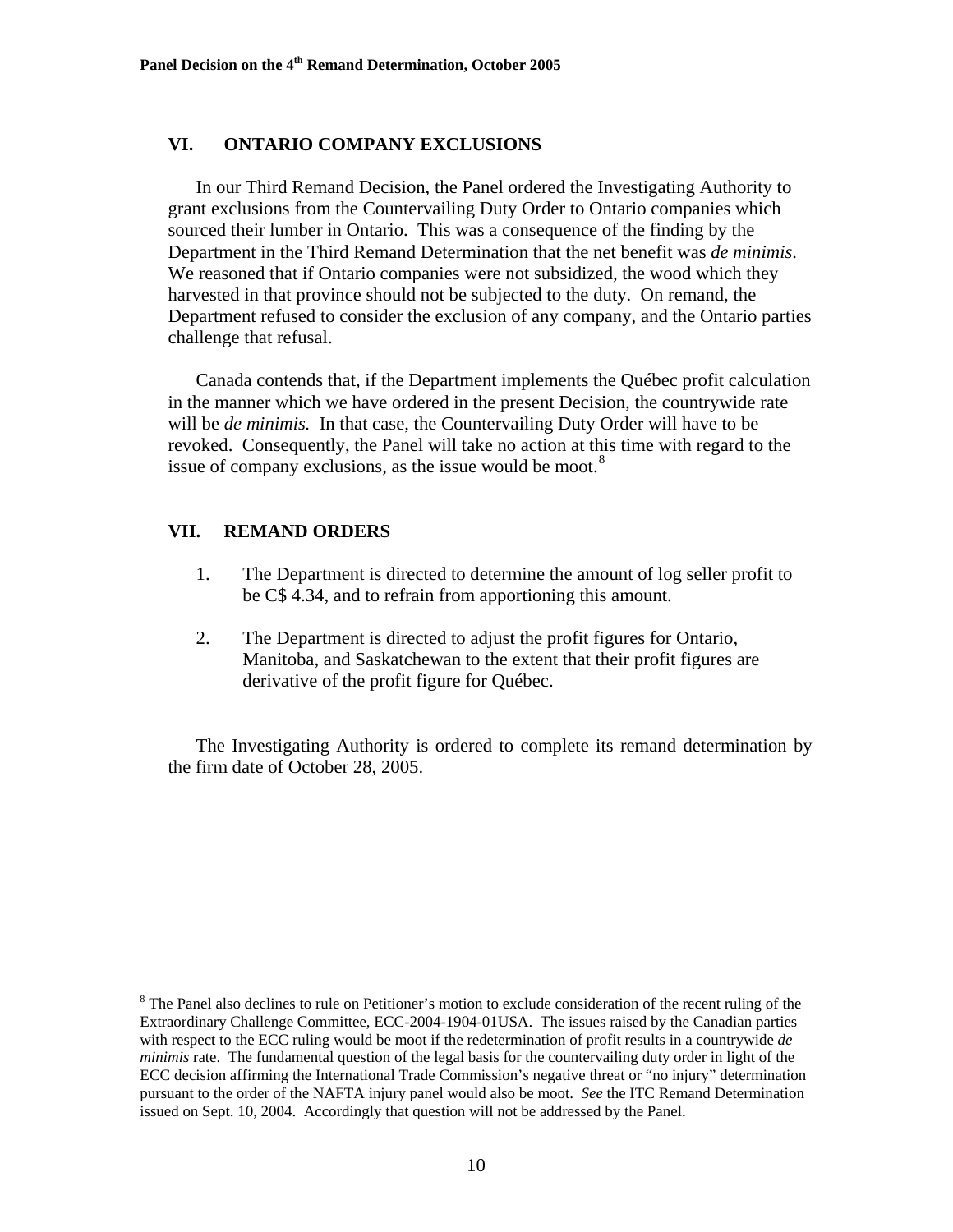## VI. ONTARIO COMPANY EXCLUSIONS

In our Third Remand Decision, the Panel ordered the Investigating Authority to grant exclusions from the Countervailing Duty Order to Ontario companies which sourced their lumber in Ontario. This was a consequence of the finding by the Department in the Third Remand Determination that the net benefit was *de minimis*. We reasoned that if Ontario companies were not subsidized, the wood which they harvested in that province should not be subjected to the duty. On remand, the Department refused to consider the exclusion of any company, and the Ontario parties challenge that refusal.

Canada contends that, if the Department implements the Québec profit calculation in the manner which we have ordered in the present Decision, the countrywide rate will be *de minimis.* In that case, the Countervailing Duty Order will have to be revoked. Consequently, the Panel will take no action at this time with regard to the issue of company exclusions, as the issue would be moot.[8]

## VII. REMAND ORDERS

1. The Department is directed to determine the amount of log seller profit to be C$ 4.34, and to refrain from apportioning this amount.

2. The Department is directed to adjust the profit figures for Ontario, Manitoba, and Saskatchewan to the extent that their profit figures are derivative of the profit figure for Québec.

The Investigating Authority is ordered to complete its remand determination by the firm date of October 28, 2005.

---

[8] The Panel also declines to rule on Petitioner's motion to exclude consideration of the recent ruling of the Extraordinary Challenge Committee, ECC-2004-1904-01USA. The issues raised by the Canadian parties with respect to the ECC ruling would be moot if the redetermination of profit results in a countrywide *de minimis* rate. The fundamental question of the legal basis for the countervailing duty order in light of the ECC decision affirming the International Trade Commission's negative threat or "no injury" determination pursuant to the order of the NAFTA injury panel would also be moot. *See* the ITC Remand Determination issued on Sept. 10, 2004. Accordingly that question will not be addressed by the Panel.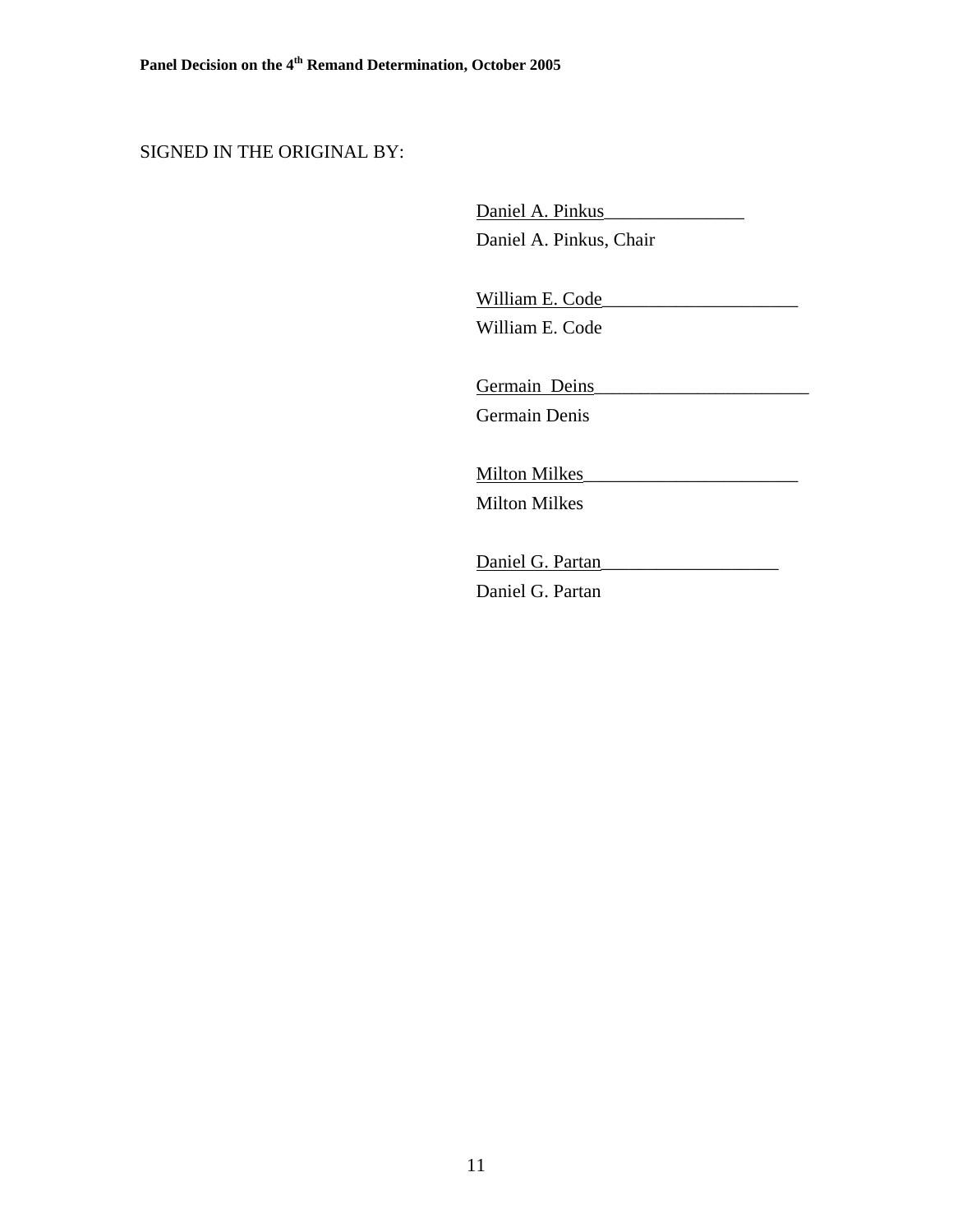SIGNED IN THE ORIGINAL BY:

Daniel A. Pinkus
Daniel A. Pinkus, Chair

William E. Code
William E. Code

Germain  Deins
Germain Denis

Milton Milkes
Milton Milkes

Daniel G. Partan
Daniel G. Partan